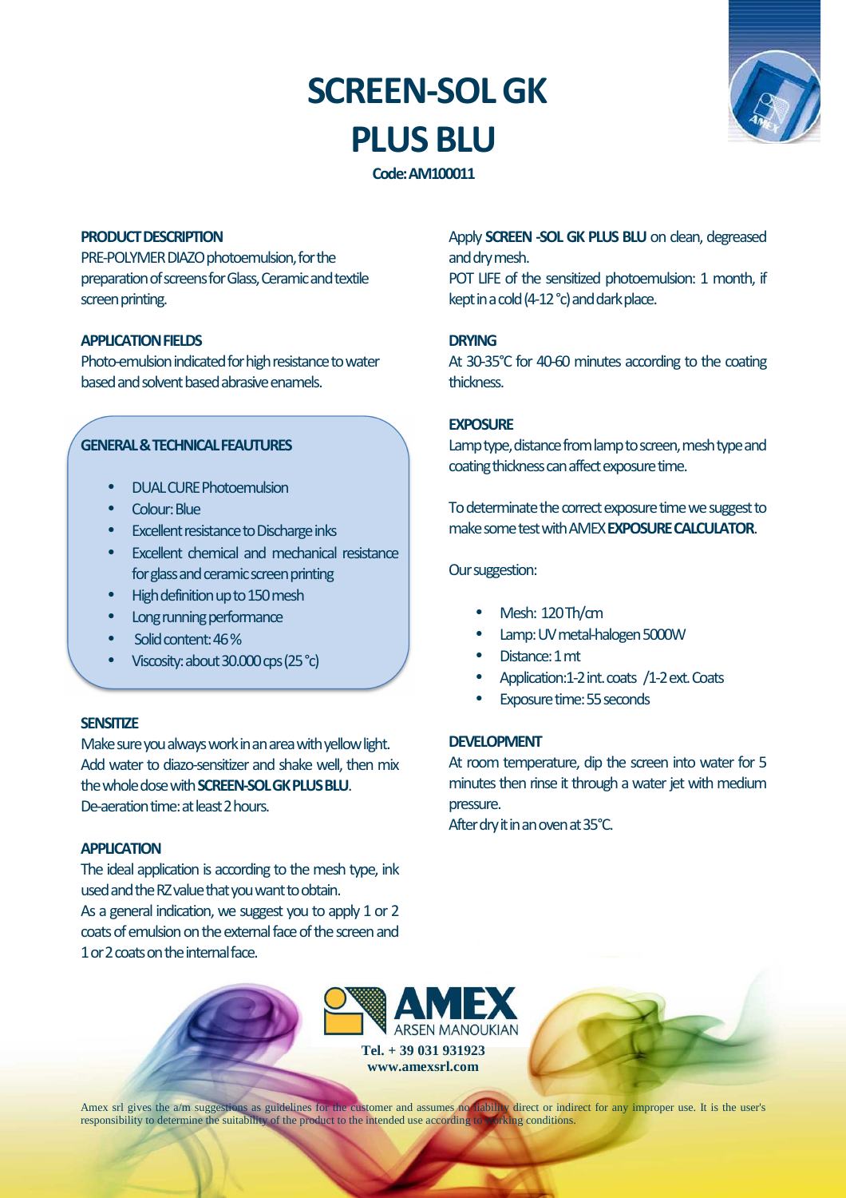# SCREEN-SOL GK PLUS BLU

**Code: AM100011**

## PRODUCT DESCRIPTION

PRE-POLYMER DIAZO photoemulsion, for the preparation of screens for Glass, Ceramic and textile screen printing.

## APPLICATION FIELDS

Photo-emulsion indicated for high resistance to water based and solvent based abrasive enamels.

## GENERAL & TECHNICAL FEAUTURES

- DUAL CURE Photoemulsion
- Colour: Blue
- Excellent resistance to Discharge inks
- Excellent chemical and mechanical resistance for glass and ceramic screen printing
- High definition up to 150 mesh
- Long running performance
- Solid content: 46 %
- Viscosity: about 30.000 cps (25 °c)

## SENSITIZE

Make sure you always work in an area with yellow light.
Add water to diazo-sensitizer and shake well, then mix the whole dose with **SCREEN-SOL GK PLUS BLU**.
De-aeration time: at least 2 hours.

## APPLICATION

The ideal application is according to the mesh type, ink used and the RZ value that you want to obtain.
As a general indication, we suggest you to apply 1 or 2 coats of emulsion on the external face of the screen and 1 or 2 coats on the internal face.

Apply **SCREEN -SOL GK PLUS BLU** on clean, degreased and dry mesh.
POT LIFE of the sensitized photoemulsion: 1 month, if kept in a cold (4-12 °c) and dark place.

## DRYING

At 30-35°C for 40-60 minutes according to the coating thickness.

## EXPOSURE

Lamp type, distance from lamp to screen, mesh type and coating thickness can affect exposure time.

To determinate the correct exposure time we suggest to make some test with AMEX **EXPOSURE CALCULATOR**.

Our suggestion:

- Mesh: 120 Th/cm
- Lamp: UV metal-halogen 5000W
- Distance: 1 mt
- Application:1-2 int. coats /1-2 ext. Coats
- Exposure time: 55 seconds

## DEVELOPMENT

At room temperature, dip the screen into water for 5 minutes then rinse it through a water jet with medium pressure.
After dry it in an oven at 35°C.

AMEX ARSEN MANOUKIAN
Tel. + 39 031 931923
www.amexsrl.com

Amex srl gives the a/m suggestions as guidelines for the customer and assumes no liability direct or indirect for any improper use. It is the user's responsibility to determine the suitability of the product to the intended use according to working conditions.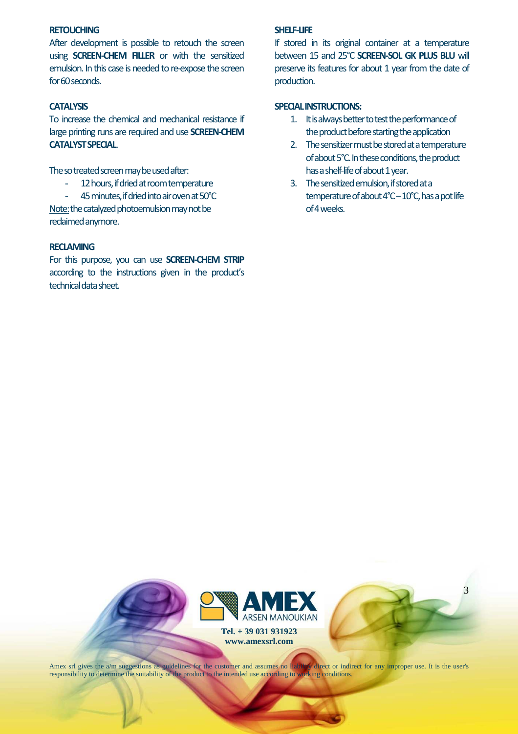## RETOUCHING

After development is possible to retouch the screen using **SCREEN-CHEM FILLER** or with the sensitized emulsion. In this case is needed to re-expose the screen for 60 seconds.

## CATALYSIS

To increase the chemical and mechanical resistance if large printing runs are required and use **SCREEN-CHEM CATALYST SPECIAL**.

The so treated screen may be used after:

- 12 hours, if dried at room temperature
- 45 minutes, if dried into air oven at 50°C

Note: the catalyzed photoemulsion may not be reclaimed anymore.

## RECLAMING

For this purpose, you can use **SCREEN-CHEM STRIP** according to the instructions given in the product's technical data sheet.

## SHELF-LIFE

If stored in its original container at a temperature between 15 and 25°C **SCREEN-SOL GK PLUS BLU** will preserve its features for about 1 year from the date of production.

## SPECIAL INSTRUCTIONS:

1. It is always better to test the performance of the product before starting the application
2. The sensitizer must be stored at a temperature of about 5°C. In these conditions, the product has a shelf-life of about 1 year.
3. The sensitized emulsion, if stored at a temperature of about 4°C – 10°C, has a pot life of 4 weeks.

AMEX ARSEN MANOUKIAN

**Tel. + 39 031 931923**
**www.amexsrl.com**

Amex srl gives the a/m suggestions as guidelines for the customer and assumes no liability direct or indirect for any improper use. It is the user's responsibility to determine the suitability of the product to the intended use according to working conditions.